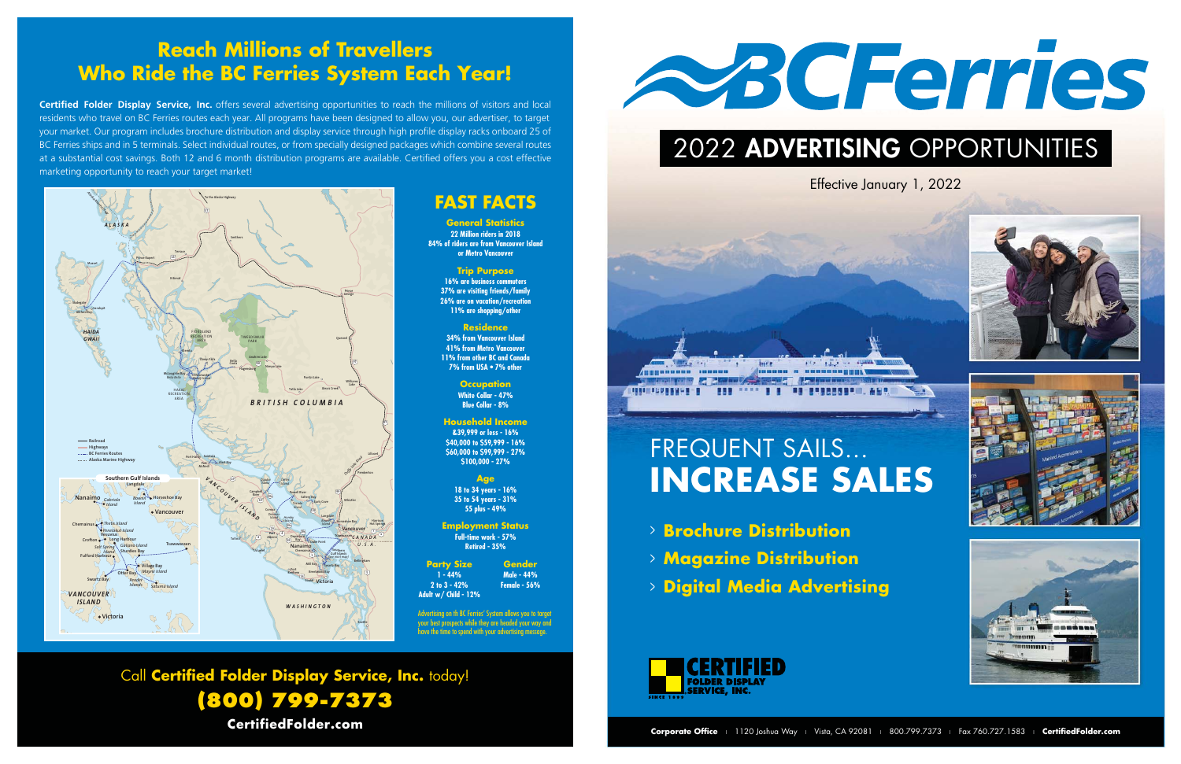## Reach Millions of Travellers Who Ride the BC Ferries System Each Year!

**Certified Folder Display Service, Inc.** offers several advertising opportunities to reach the millions of visitors and local residents who travel on BC Ferries routes each year. All programs have been designed to allow you, our advertiser, to target your market. Our program includes brochure distribution and display service through high profile display racks onboard 25 of BC Ferries ships and in 5 terminals. Select individual routes, or from specially designed packages which combine several routes at a substantial cost savings. Both 12 and 6 month distribution programs are available. Certified offers you a cost effective marketing opportunity to reach your target market!

## FAST FACTS

**General Statistics**
22 Million riders in 2018
84% of riders are from Vancouver Island or Metro Vancouver

**Trip Purpose**
16% are business commuters
37% are visiting friends/family
26% are on vacation/recreation
11% are shopping/other

**Residence**
34% from Vancouver Island
41% from Metro Vancouver
11% from other BC and Canada
7% from USA • 7% other

**Occupation**
White Collar - 47%
Blue Collar - 8%

**Household Income**
&39,999 or less - 16%
$40,000 to $59,999 - 16%
$60,000 to $99,999 - 27%
$100,000 - 27%

**Age**
18 to 34 years - 16%
35 to 54 years - 31%
55 plus - 49%

**Employment Status**
Full-time work - 57%
Retired - 35%

**Party Size**
1 - 44%
2 to 3 - 42%
Adult w/ Child - 12%

**Gender**
Male - 44%
Female - 56%

Advertising on th BC Ferries' System allows you to target your best prospects while they are headed your way and have the time to spend with your advertising message.

Call **Certified Folder Display Service, Inc.** today!

**(800) 799-7373**

**CertifiedFolder.com**

# BCFerries

## 2022 ADVERTISING OPPORTUNITIES

Effective January 1, 2022

# FREQUENT SAILS... INCREASE SALES

- **Brochure Distribution**
- **Magazine Distribution**
- **Digital Media Advertising**

CERTIFIED FOLDER DISPLAY SERVICE, INC.

**Corporate Office** | 1120 Joshua Way | Vista, CA 92081 | 800.799.7373 | Fax 760.727.1583 | **CertifiedFolder.com**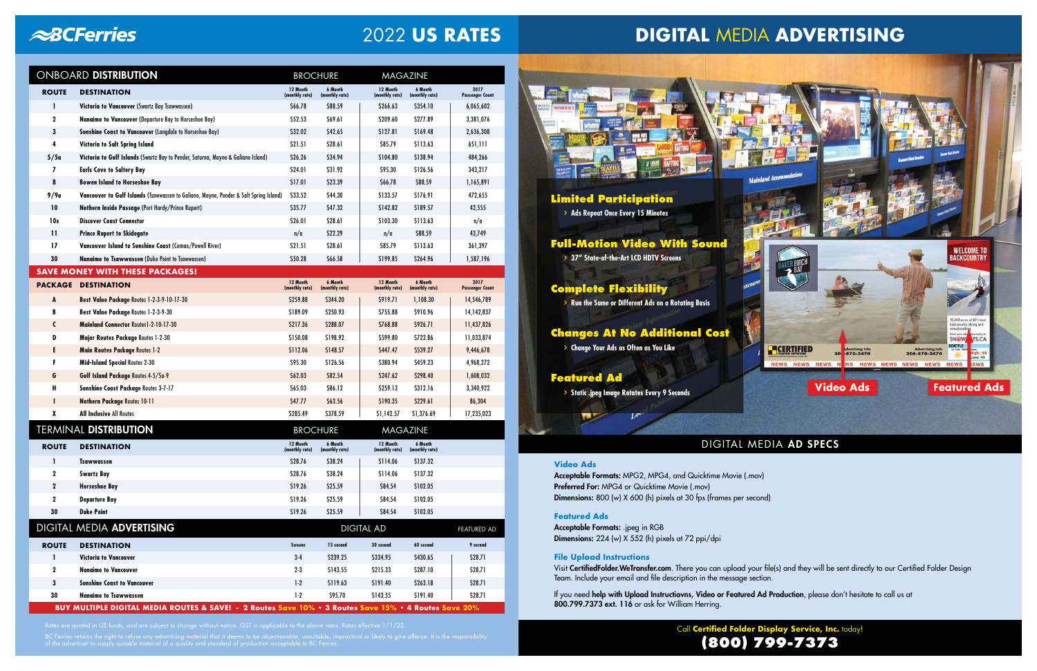# BCFerries 2022 US RATES

## ONBOARD DISTRIBUTION

| ROUTE | DESTINATION | BROCHURE 12 Month (monthly rate) | BROCHURE 6 Month (monthly rate) | MAGAZINE 12 Month (monthly rate) | MAGAZINE 6 Month (monthly rate) | 2017 Passenger Count |
|---|---|---|---|---|---|---|
| 1 | **Victoria to Vancouver** (Swartz Bay Tsawwassen) | $66.78 | $88.59 | $266.63 | $354.10 | 6,065,602 |
| 2 | **Nanaimo to Vancouver** (Departure Bay to Horseshoe Bay) | $52.53 | $69.61 | $209.60 | $277.89 | 3,381,076 |
| 3 | **Sunshine Coast to Vancouver** (Langdale to Horseshoe Bay) | $32.02 | $42.65 | $127.81 | $169.48 | 2,636,308 |
| 4 | **Victoria to Salt Spring Island** | $21.51 | $28.61 | $85.79 | $113.63 | 651,111 |
| 5/5a | **Victoria to Gulf Islands** (Swartz Bay to Pender, Saturna, Mayne & Galiano Island) | $26.26 | $34.94 | $104.80 | $138.94 | 484,266 |
| 7 | **Earls Cove to Saltery Bay** | $24.01 | $31.92 | $95.30 | $126.56 | 343,217 |
| 8 | **Bowen Island to Horseshoe Bay** | $17.01 | $23.39 | $66.78 | $88.59 | 1,165,891 |
| 9/9a | **Vancouver to Gulf Islands** (Tsawwassen to Galiano, Mayne, Pender & Salt Spring Island) | $33.52 | $44.30 | $133.57 | $176.91 | 472,655 |
| 10 | **Nothern Inside Passage** (Port Hardy/Prince Rupert) | $35.77 | $47.32 | $142.82 | $189.57 | 42,555 |
| 10s | **Discover Coast Connector** | $26.01 | $28.61 | $103.30 | $113.63 | n/a |
| 11 | **Prince Rupert to Skidegate** | n/a | $22.29 | n/a | $88.59 | 43,749 |
| 17 | **Vancouver Island to Sunshine Coast** (Comox/Powell River) | $21.51 | $28.61 | $85.79 | $113.63 | 361,397 |
| 30 | **Nanaimo to Tsawwassen** (Duke Point to Tsawwassen) | $50.28 | $66.58 | $199.85 | $264.96 | 1,587,196 |

## SAVE MONEY WITH THESE PACKAGES!

| PACKAGE | DESTINATION | BROCHURE 12 Month (monthly rate) | BROCHURE 6 Month (monthly rate) | MAGAZINE 12 Month (monthly rate) | MAGAZINE 6 Month (monthly rate) | 2017 Passenger Count |
|---|---|---|---|---|---|---|
| A | **Best Value Package** Routes 1-2-3-9-10-17-30 | $259.88 | $344.20 | $919.71 | 1,108.30 | 14,546,789 |
| B | **Best Value Package** Routes 1-2-3-9-30 | $189.09 | $250.93 | $755.88 | $910.96 | 14,142,837 |
| C | **Mainland Connector** Routes1-2-10-17-30 | $217.36 | $288.07 | $768.88 | $926.71 | 11,437,826 |
| D | **Major Routes Package** Routes 1-2-30 | $150.08 | $198.92 | $599.80 | $722.86 | 11,033,874 |
| E | **Main Routes Package** Routes 1-2 | $112.06 | $148.57 | $447.47 | $539.27 | 9,446,678 |
| F | **Mid-Island Special** Routes 2-30 | $95.30 | $126.56 | $380.94 | $459.23 | 4,968,272 |
| G | **Gulf Island Package** Routes 4-5/5a-9 | $62.03 | $82.54 | $247.62 | $298.40 | 1,608,032 |
| H | **Sunshine Coast Package** Routes 3-7-17 | $65.03 | $86.12 | $259.13 | $312.16 | 3,340,922 |
| I | **Northern Package** Routes 10-11 | $47.77 | $63.56 | $190.35 | $229.61 | 86,304 |
| X | **All Inclusive** All Routes | $285.49 | $378.59 | $1,142.57 | $1,376.69 | 17,235,023 |

## TERMINAL DISTRIBUTION

| ROUTE | DESTINATION | BROCHURE 12 Month (monthly rate) | BROCHURE 6 Month (monthly rate) | MAGAZINE 12 Month (monthly rate) | MAGAZINE 6 Month (monthly rate) |
|---|---|---|---|---|---|
| 1 | **Tsawwassen** | $28.76 | $38.24 | $114.06 | $137.32 |
| 2 | **Swartz Bay** | $28.76 | $38.24 | $114.06 | $137.32 |
| 2 | **Horseshoe Bay** | $19.26 | $25.59 | $84.54 | $102.05 |
| 2 | **Departure Bay** | $19.26 | $25.59 | $84.54 | $102.05 |
| 30 | **Duke Point** | $19.26 | $25.59 | $84.54 | $102.05 |

## DIGITAL MEDIA ADVERTISING

| ROUTE | DESTINATION | Screens | DIGITAL AD 15 second | DIGITAL AD 30 second | DIGITAL AD 60 second | FEATURED AD 9 second |
|---|---|---|---|---|---|---|
| 1 | **Victoria to Vancouver** | 3-4 | $239.25 | $334.95 | $430.65 | $28.71 |
| 2 | **Nanaimo to Vancouver** | 2-3 | $143.55 | $215.33 | $287.10 | $28.71 |
| 3 | **Sunshine Coast to Vancouver** | 1-2 | $119.63 | $191.40 | $263.18 | $28.71 |
| 30 | **Nanaimo to Tsawwassen** | 1-2 | $95.70 | $143.55 | $191.40 | $28.71 |

**BUY MULTIPLE DIGITAL MEDIA ROUTES & SAVE! - 2 Routes Save 10% • 3 Routes Save 15% • 4 Routes Save 20%**

Rates are quoted in US funds, and are subject to change without notice. GST is applicable to the above rates. Rates effective 1/1/22

BC Ferries retains the right to refuse any advertising material that it deems to be objectionable, unsuitable, impractical or likely to give offense. It is the responsibility of the advertiser to supply suitable material of a quality and standard of production acceptable to BC Ferries.

# DIGITAL MEDIA ADVERTISING

**Limited Participation**
> Ads Repeat Once Every 15 Minutes

**Full-Motion Video With Sound**
> 37" State-of-the-Art LCD HDTV Screens

**Complete Flexibility**
> Run the Same or Different Ads on a Rotating Basis

**Changes At No Additional Cost**
> Change Your Ads as Often as You Like

**Featured Ad**
> Static .jpeg Image Rotates Every 9 Seconds

Video Ads

Featured Ads

## DIGITAL MEDIA AD SPECS

### Video Ads

**Acceptable Formats:** MPG2, MPG4, and Quicktime Movie (.mov)
**Preferred For:** MPG4 or Quicktime Movie (.mov)
**Dimensions:** 800 (w) X 600 (h) pixels at 30 fps (frames per second)

### Featured Ads

**Acceptable Formats:** .jpeg in RGB
**Dimensions:** 224 (w) X 552 (h) pixels at 72 ppi/dpi

### File Upload Instructions

Visit **CertifiedFolder.WeTransfer.com**. There you can upload your file(s) and they will be sent directly to our Certified Folder Design Team. Include your email and file description in the message section.

If you need **help with Upload Instructiovns, Video or Featured Ad Production**, please don't hesitate to call us at **800.799.7373 ext. 116** or ask for William Herring.

Call **Certified Folder Display Service, Inc.** today!
**(800) 799-7373**